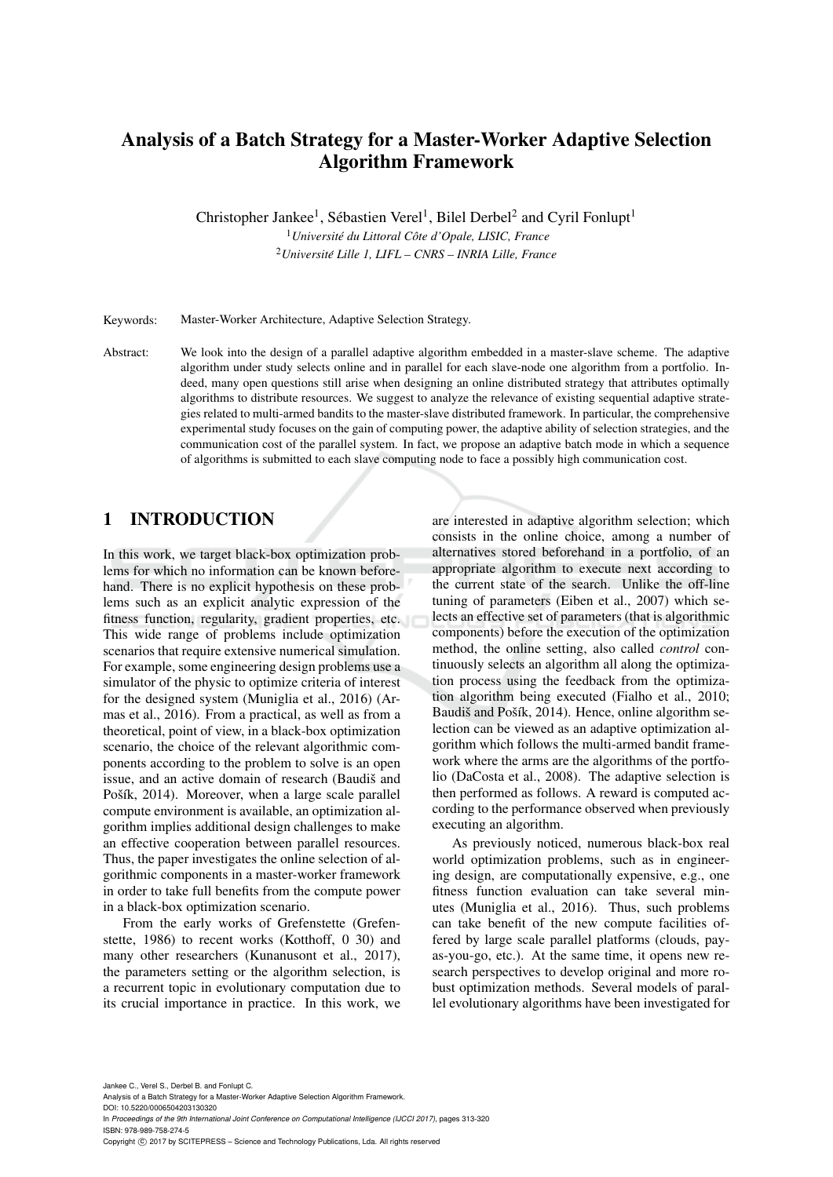# Analysis of a Batch Strategy for a Master-Worker Adaptive Selection Algorithm Framework

Christopher Jankee[1], Sébastien Verel[1], Bilel Derbel[2] and Cyril Fonlupt[1]

[1]*Université du Littoral Côte d'Opale, LISIC, France*
[2]*Université Lille 1, LIFL – CNRS – INRIA Lille, France*

Keywords: Master-Worker Architecture, Adaptive Selection Strategy.

Abstract: We look into the design of a parallel adaptive algorithm embedded in a master-slave scheme. The adaptive algorithm under study selects online and in parallel for each slave-node one algorithm from a portfolio. Indeed, many open questions still arise when designing an online distributed strategy that attributes optimally algorithms to distribute resources. We suggest to analyze the relevance of existing sequential adaptive strategies related to multi-armed bandits to the master-slave distributed framework. In particular, the comprehensive experimental study focuses on the gain of computing power, the adaptive ability of selection strategies, and the communication cost of the parallel system. In fact, we propose an adaptive batch mode in which a sequence of algorithms is submitted to each slave computing node to face a possibly high communication cost.

## 1 INTRODUCTION

In this work, we target black-box optimization problems for which no information can be known beforehand. There is no explicit hypothesis on these problems such as an explicit analytic expression of the fitness function, regularity, gradient properties, etc. This wide range of problems include optimization scenarios that require extensive numerical simulation. For example, some engineering design problems use a simulator of the physic to optimize criteria of interest for the designed system (Muniglia et al., 2016) (Armas et al., 2016). From a practical, as well as from a theoretical, point of view, in a black-box optimization scenario, the choice of the relevant algorithmic components according to the problem to solve is an open issue, and an active domain of research (Baudiš and Pošík, 2014). Moreover, when a large scale parallel compute environment is available, an optimization algorithm implies additional design challenges to make an effective cooperation between parallel resources. Thus, the paper investigates the online selection of algorithmic components in a master-worker framework in order to take full benefits from the compute power in a black-box optimization scenario.

From the early works of Grefenstette (Grefenstette, 1986) to recent works (Kotthoff, 0 30) and many other researchers (Kunanusont et al., 2017), the parameters setting or the algorithm selection, is a recurrent topic in evolutionary computation due to its crucial importance in practice. In this work, we are interested in adaptive algorithm selection; which consists in the online choice, among a number of alternatives stored beforehand in a portfolio, of an appropriate algorithm to execute next according to the current state of the search. Unlike the off-line tuning of parameters (Eiben et al., 2007) which selects an effective set of parameters (that is algorithmic components) before the execution of the optimization method, the online setting, also called *control* continuously selects an algorithm all along the optimization process using the feedback from the optimization algorithm being executed (Fialho et al., 2010; Baudiš and Pošík, 2014). Hence, online algorithm selection can be viewed as an adaptive optimization algorithm which follows the multi-armed bandit framework where the arms are the algorithms of the portfolio (DaCosta et al., 2008). The adaptive selection is then performed as follows. A reward is computed according to the performance observed when previously executing an algorithm.

As previously noticed, numerous black-box real world optimization problems, such as in engineering design, are computationally expensive, e.g., one fitness function evaluation can take several minutes (Muniglia et al., 2016). Thus, such problems can take benefit of the new compute facilities offered by large scale parallel platforms (clouds, pay-as-you-go, etc.). At the same time, it opens new research perspectives to develop original and more robust optimization methods. Several models of parallel evolutionary algorithms have been investigated for

Jankee C., Verel S., Derbel B. and Fonlupt C.
Analysis of a Batch Strategy for a Master-Worker Adaptive Selection Algorithm Framework.
DOI: 10.5220/0006504203130320
In *Proceedings of the 9th International Joint Conference on Computational Intelligence (IJCCI 2017)*, pages 313-320
ISBN: 978-989-758-274-5
Copyright © 2017 by SCITEPRESS – Science and Technology Publications, Lda. All rights reserved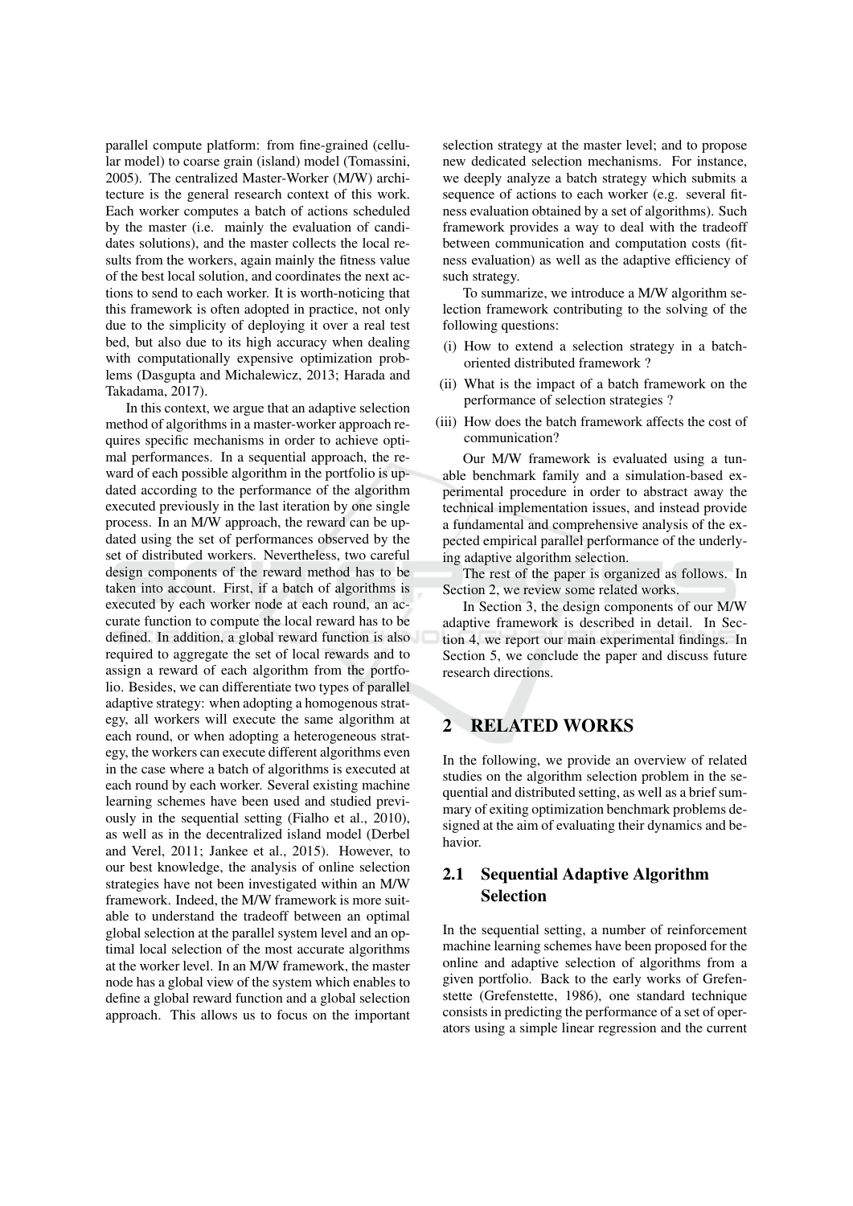parallel compute platform: from fine-grained (cellular model) to coarse grain (island) model (Tomassini, 2005). The centralized Master-Worker (M/W) architecture is the general research context of this work. Each worker computes a batch of actions scheduled by the master (i.e. mainly the evaluation of candidates solutions), and the master collects the local results from the workers, again mainly the fitness value of the best local solution, and coordinates the next actions to send to each worker. It is worth-noticing that this framework is often adopted in practice, not only due to the simplicity of deploying it over a real test bed, but also due to its high accuracy when dealing with computationally expensive optimization problems (Dasgupta and Michalewicz, 2013; Harada and Takadama, 2017).

In this context, we argue that an adaptive selection method of algorithms in a master-worker approach requires specific mechanisms in order to achieve optimal performances. In a sequential approach, the reward of each possible algorithm in the portfolio is updated according to the performance of the algorithm executed previously in the last iteration by one single process. In an M/W approach, the reward can be updated using the set of performances observed by the set of distributed workers. Nevertheless, two careful design components of the reward method has to be taken into account. First, if a batch of algorithms is executed by each worker node at each round, an accurate function to compute the local reward has to be defined. In addition, a global reward function is also required to aggregate the set of local rewards and to assign a reward of each algorithm from the portfolio. Besides, we can differentiate two types of parallel adaptive strategy: when adopting a homogenous strategy, all workers will execute the same algorithm at each round, or when adopting a heterogeneous strategy, the workers can execute different algorithms even in the case where a batch of algorithms is executed at each round by each worker. Several existing machine learning schemes have been used and studied previously in the sequential setting (Fialho et al., 2010), as well as in the decentralized island model (Derbel and Verel, 2011; Jankee et al., 2015). However, to our best knowledge, the analysis of online selection strategies have not been investigated within an M/W framework. Indeed, the M/W framework is more suitable to understand the tradeoff between an optimal global selection at the parallel system level and an optimal local selection of the most accurate algorithms at the worker level. In an M/W framework, the master node has a global view of the system which enables to define a global reward function and a global selection approach. This allows us to focus on the important selection strategy at the master level; and to propose new dedicated selection mechanisms. For instance, we deeply analyze a batch strategy which submits a sequence of actions to each worker (e.g. several fitness evaluation obtained by a set of algorithms). Such framework provides a way to deal with the tradeoff between communication and computation costs (fitness evaluation) as well as the adaptive efficiency of such strategy.

To summarize, we introduce a M/W algorithm selection framework contributing to the solving of the following questions:

(i) How to extend a selection strategy in a batch-oriented distributed framework ?

(ii) What is the impact of a batch framework on the performance of selection strategies ?

(iii) How does the batch framework affects the cost of communication?

Our M/W framework is evaluated using a tunable benchmark family and a simulation-based experimental procedure in order to abstract away the technical implementation issues, and instead provide a fundamental and comprehensive analysis of the expected empirical parallel performance of the underlying adaptive algorithm selection.

The rest of the paper is organized as follows. In Section 2, we review some related works.

In Section 3, the design components of our M/W adaptive framework is described in detail. In Section 4, we report our main experimental findings. In Section 5, we conclude the paper and discuss future research directions.

## 2 RELATED WORKS

In the following, we provide an overview of related studies on the algorithm selection problem in the sequential and distributed setting, as well as a brief summary of exiting optimization benchmark problems designed at the aim of evaluating their dynamics and behavior.

### 2.1 Sequential Adaptive Algorithm Selection

In the sequential setting, a number of reinforcement machine learning schemes have been proposed for the online and adaptive selection of algorithms from a given portfolio. Back to the early works of Grefenstette (Grefenstette, 1986), one standard technique consists in predicting the performance of a set of operators using a simple linear regression and the current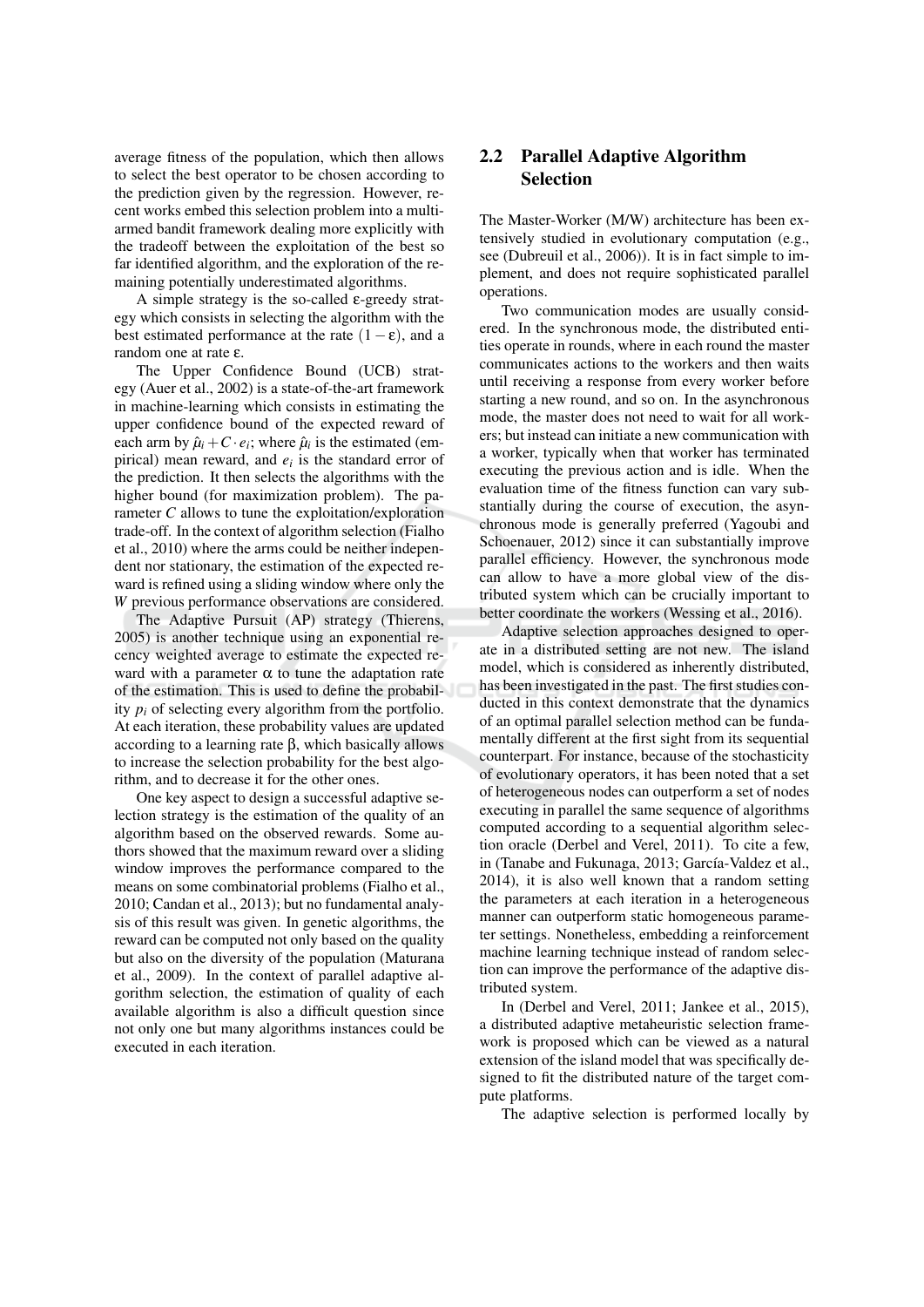average fitness of the population, which then allows to select the best operator to be chosen according to the prediction given by the regression. However, recent works embed this selection problem into a multi-armed bandit framework dealing more explicitly with the tradeoff between the exploitation of the best so far identified algorithm, and the exploration of the remaining potentially underestimated algorithms.

A simple strategy is the so-called ε-greedy strategy which consists in selecting the algorithm with the best estimated performance at the rate $(1-\varepsilon)$, and a random one at rate $\varepsilon$.

The Upper Confidence Bound (UCB) strategy (Auer et al., 2002) is a state-of-the-art framework in machine-learning which consists in estimating the upper confidence bound of the expected reward of each arm by $\hat{\mu}_i + C \cdot e_i$; where $\hat{\mu}_i$ is the estimated (empirical) mean reward, and $e_i$ is the standard error of the prediction. It then selects the algorithms with the higher bound (for maximization problem). The parameter $C$ allows to tune the exploitation/exploration trade-off. In the context of algorithm selection (Fialho et al., 2010) where the arms could be neither independent nor stationary, the estimation of the expected reward is refined using a sliding window where only the $W$ previous performance observations are considered.

The Adaptive Pursuit (AP) strategy (Thierens, 2005) is another technique using an exponential recency weighted average to estimate the expected reward with a parameter $\alpha$ to tune the adaptation rate of the estimation. This is used to define the probability $p_i$ of selecting every algorithm from the portfolio. At each iteration, these probability values are updated according to a learning rate $\beta$, which basically allows to increase the selection probability for the best algorithm, and to decrease it for the other ones.

One key aspect to design a successful adaptive selection strategy is the estimation of the quality of an algorithm based on the observed rewards. Some authors showed that the maximum reward over a sliding window improves the performance compared to the means on some combinatorial problems (Fialho et al., 2010; Candan et al., 2013); but no fundamental analysis of this result was given. In genetic algorithms, the reward can be computed not only based on the quality but also on the diversity of the population (Maturana et al., 2009). In the context of parallel adaptive algorithm selection, the estimation of quality of each available algorithm is also a difficult question since not only one but many algorithms instances could be executed in each iteration.

## 2.2 Parallel Adaptive Algorithm Selection

The Master-Worker (M/W) architecture has been extensively studied in evolutionary computation (e.g., see (Dubreuil et al., 2006)). It is in fact simple to implement, and does not require sophisticated parallel operations.

Two communication modes are usually considered. In the synchronous mode, the distributed entities operate in rounds, where in each round the master communicates actions to the workers and then waits until receiving a response from every worker before starting a new round, and so on. In the asynchronous mode, the master does not need to wait for all workers; but instead can initiate a new communication with a worker, typically when that worker has terminated executing the previous action and is idle. When the evaluation time of the fitness function can vary substantially during the course of execution, the asynchronous mode is generally preferred (Yagoubi and Schoenauer, 2012) since it can substantially improve parallel efficiency. However, the synchronous mode can allow to have a more global view of the distributed system which can be crucially important to better coordinate the workers (Wessing et al., 2016).

Adaptive selection approaches designed to operate in a distributed setting are not new. The island model, which is considered as inherently distributed, has been investigated in the past. The first studies conducted in this context demonstrate that the dynamics of an optimal parallel selection method can be fundamentally different at the first sight from its sequential counterpart. For instance, because of the stochasticity of evolutionary operators, it has been noted that a set of heterogeneous nodes can outperform a set of nodes executing in parallel the same sequence of algorithms computed according to a sequential algorithm selection oracle (Derbel and Verel, 2011). To cite a few, in (Tanabe and Fukunaga, 2013; García-Valdez et al., 2014), it is also well known that a random setting the parameters at each iteration in a heterogeneous manner can outperform static homogeneous parameter settings. Nonetheless, embedding a reinforcement machine learning technique instead of random selection can improve the performance of the adaptive distributed system.

In (Derbel and Verel, 2011; Jankee et al., 2015), a distributed adaptive metaheuristic selection framework is proposed which can be viewed as a natural extension of the island model that was specifically designed to fit the distributed nature of the target compute platforms.

The adaptive selection is performed locally by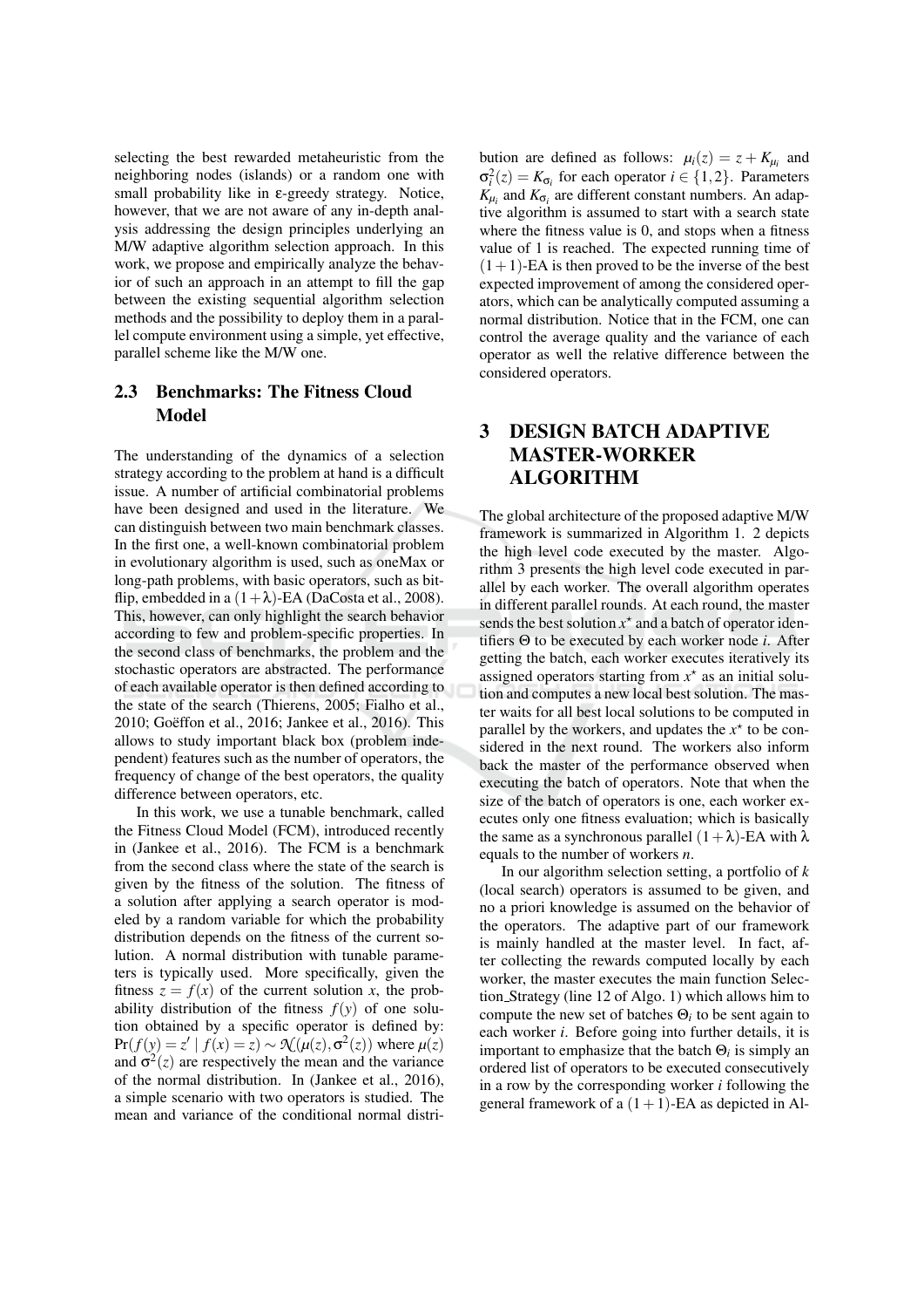selecting the best rewarded metaheuristic from the neighboring nodes (islands) or a random one with small probability like in ε-greedy strategy. Notice, however, that we are not aware of any in-depth analysis addressing the design principles underlying an M/W adaptive algorithm selection approach. In this work, we propose and empirically analyze the behavior of such an approach in an attempt to fill the gap between the existing sequential algorithm selection methods and the possibility to deploy them in a parallel compute environment using a simple, yet effective, parallel scheme like the M/W one.

### 2.3 Benchmarks: The Fitness Cloud Model

The understanding of the dynamics of a selection strategy according to the problem at hand is a difficult issue. A number of artificial combinatorial problems have been designed and used in the literature. We can distinguish between two main benchmark classes. In the first one, a well-known combinatorial problem in evolutionary algorithm is used, such as oneMax or long-path problems, with basic operators, such as bit-flip, embedded in a $(1+\lambda)$-EA (DaCosta et al., 2008). This, however, can only highlight the search behavior according to few and problem-specific properties. In the second class of benchmarks, the problem and the stochastic operators are abstracted. The performance of each available operator is then defined according to the state of the search (Thierens, 2005; Fialho et al., 2010; Goëffon et al., 2016; Jankee et al., 2016). This allows to study important black box (problem independent) features such as the number of operators, the frequency of change of the best operators, the quality difference between operators, etc.

In this work, we use a tunable benchmark, called the Fitness Cloud Model (FCM), introduced recently in (Jankee et al., 2016). The FCM is a benchmark from the second class where the state of the search is given by the fitness of the solution. The fitness of a solution after applying a search operator is modeled by a random variable for which the probability distribution depends on the fitness of the current solution. A normal distribution with tunable parameters is typically used. More specifically, given the fitness $z = f(x)$ of the current solution $x$, the probability distribution of the fitness $f(y)$ of one solution obtained by a specific operator is defined by: $\Pr(f(y) = z' \mid f(x) = z) \sim \mathcal{N}(\mu(z), \sigma^2(z))$ where $\mu(z)$ and $\sigma^2(z)$ are respectively the mean and the variance of the normal distribution. In (Jankee et al., 2016), a simple scenario with two operators is studied. The mean and variance of the conditional normal distribution are defined as follows: $\mu_i(z) = z + K_{\mu_i}$ and $\sigma_i^2(z) = K_{\sigma_i}$ for each operator $i \in \{1,2\}$. Parameters $K_{\mu_i}$ and $K_{\sigma_i}$ are different constant numbers. An adaptive algorithm is assumed to start with a search state where the fitness value is 0, and stops when a fitness value of 1 is reached. The expected running time of $(1+1)$-EA is then proved to be the inverse of the best expected improvement of among the considered operators, which can be analytically computed assuming a normal distribution. Notice that in the FCM, one can control the average quality and the variance of each operator as well the relative difference between the considered operators.

## 3 DESIGN BATCH ADAPTIVE MASTER-WORKER ALGORITHM

The global architecture of the proposed adaptive M/W framework is summarized in Algorithm 1. 2 depicts the high level code executed by the master. Algorithm 3 presents the high level code executed in parallel by each worker. The overall algorithm operates in different parallel rounds. At each round, the master sends the best solution $x^\star$ and a batch of operator identifiers $\Theta$ to be executed by each worker node $i$. After getting the batch, each worker executes iteratively its assigned operators starting from $x^\star$ as an initial solution and computes a new local best solution. The master waits for all best local solutions to be computed in parallel by the workers, and updates the $x^\star$ to be considered in the next round. The workers also inform back the master of the performance observed when executing the batch of operators. Note that when the size of the batch of operators is one, each worker executes only one fitness evaluation; which is basically the same as a synchronous parallel $(1+\lambda)$-EA with $\lambda$ equals to the number of workers $n$.

In our algorithm selection setting, a portfolio of $k$ (local search) operators is assumed to be given, and no a priori knowledge is assumed on the behavior of the operators. The adaptive part of our framework is mainly handled at the master level. In fact, after collecting the rewards computed locally by each worker, the master executes the main function Selection_Strategy (line 12 of Algo. 1) which allows him to compute the new set of batches $\Theta_i$ to be sent again to each worker $i$. Before going into further details, it is important to emphasize that the batch $\Theta_i$ is simply an ordered list of operators to be executed consecutively in a row by the corresponding worker $i$ following the general framework of a $(1+1)$-EA as depicted in Al-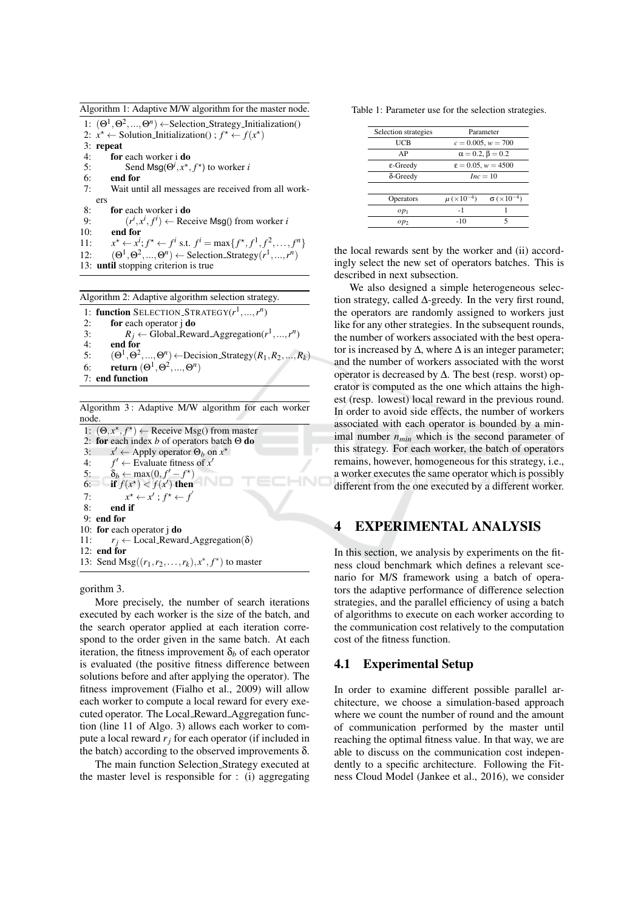Algorithm 1: Adaptive M/W algorithm for the master node.

```
1: (Θ^1, Θ^2, ..., Θ^n) ← Selection_Strategy_Initialization()
2: x* ← Solution_Initialization() ; f* ← f(x*)
3: repeat
4:     for each worker i do
5:         Send Msg(Θ^i, x*, f*) to worker i
6:     end for
7:     Wait until all messages are received from all workers
8:     for each worker i do
9:         (r^i, x^i, f^i) ← Receive Msg() from worker i
10:    end for
11:    x* ← x^i; f* ← f^i s.t. f^i = max{f*, f^1, f^2, ..., f^n}
12:    (Θ^1, Θ^2, ..., Θ^n) ← Selection_Strategy(r^1, ..., r^n)
13: until stopping criterion is true
```

Algorithm 2: Adaptive algorithm selection strategy.

```
1: function SELECTION_STRATEGY(r^1, ..., r^n)
2:     for each operator j do
3:         R_j ← Global_Reward_Aggregation(r^1, ..., r^n)
4:     end for
5:     (Θ^1, Θ^2, ..., Θ^n) ← Decision_Strategy(R_1, R_2, ..., R_k)
6:     return (Θ^1, Θ^2, ..., Θ^n)
7: end function
```

Algorithm 3 : Adaptive M/W algorithm for each worker node.

```
1: (Θ, x*, f*) ← Receive Msg() from master
2: for each index b of operators batch Θ do
3:     x' ← Apply operator Θ_b on x*
4:     f' ← Evaluate fitness of x'
5:     δ_b ← max(0, f' − f*)
6:     if f(x*) < f(x') then
7:         x* ← x' ; f* ← f'
8:     end if
9: end for
10: for each operator j do
11:     r_j ← Local_Reward_Aggregation(δ)
12: end for
13: Send Msg((r_1, r_2, ..., r_k), x*, f*) to master
```

gorithm 3.

More precisely, the number of search iterations executed by each worker is the size of the batch, and the search operator applied at each iteration correspond to the order given in the same batch. At each iteration, the fitness improvement $\delta_b$ of each operator is evaluated (the positive fitness difference between solutions before and after applying the operator). The fitness improvement (Fialho et al., 2009) will allow each worker to compute a local reward for every executed operator. The Local_Reward_Aggregation function (line 11 of Algo. 3) allows each worker to compute a local reward $r_j$ for each operator (if included in the batch) according to the observed improvements $\delta$.

The main function Selection_Strategy executed at the master level is responsible for : (i) aggregating the local rewards sent by the worker and (ii) accordingly select the new set of operators batches. This is described in next subsection.

Table 1: Parameter use for the selection strategies.

| Selection strategies | Parameter | |
|---|---|---|
| UCB | $c = 0.005$, $w = 700$ | |
| AP | $\alpha = 0.2$, $\beta = 0.2$ | |
| ε-Greedy | $\varepsilon = 0.05$, $w = 4500$ | |
| δ-Greedy | $Inc = 10$ | |
| | | |
| Operators | $\mu\ (\times 10^{-4})$ | $\sigma\ (\times 10^{-4})$ |
| $op_1$ | -1 | 1 |
| $op_2$ | -10 | 5 |

We also designed a simple heterogeneous selection strategy, called Δ-greedy. In the very first round, the operators are randomly assigned to workers just like for any other strategies. In the subsequent rounds, the number of workers associated with the best operator is increased by Δ, where Δ is an integer parameter; and the number of workers associated with the worst operator is decreased by Δ. The best (resp. worst) operator is computed as the one which attains the highest (resp. lowest) local reward in the previous round. In order to avoid side effects, the number of workers associated with each operator is bounded by a minimal number $n_{min}$ which is the second parameter of this strategy. For each worker, the batch of operators remains, however, homogeneous for this strategy, i.e., a worker executes the same operator which is possibly different from the one executed by a different worker.

# 4 EXPERIMENTAL ANALYSIS

In this section, we analysis by experiments on the fitness cloud benchmark which defines a relevant scenario for M/S framework using a batch of operators the adaptive performance of difference selection strategies, and the parallel efficiency of using a batch of algorithms to execute on each worker according to the communication cost relatively to the computation cost of the fitness function.

## 4.1 Experimental Setup

In order to examine different possible parallel architecture, we choose a simulation-based approach where we count the number of round and the amount of communication performed by the master until reaching the optimal fitness value. In that way, we are able to discuss on the communication cost independently to a specific architecture. Following the Fitness Cloud Model (Jankee et al., 2016), we consider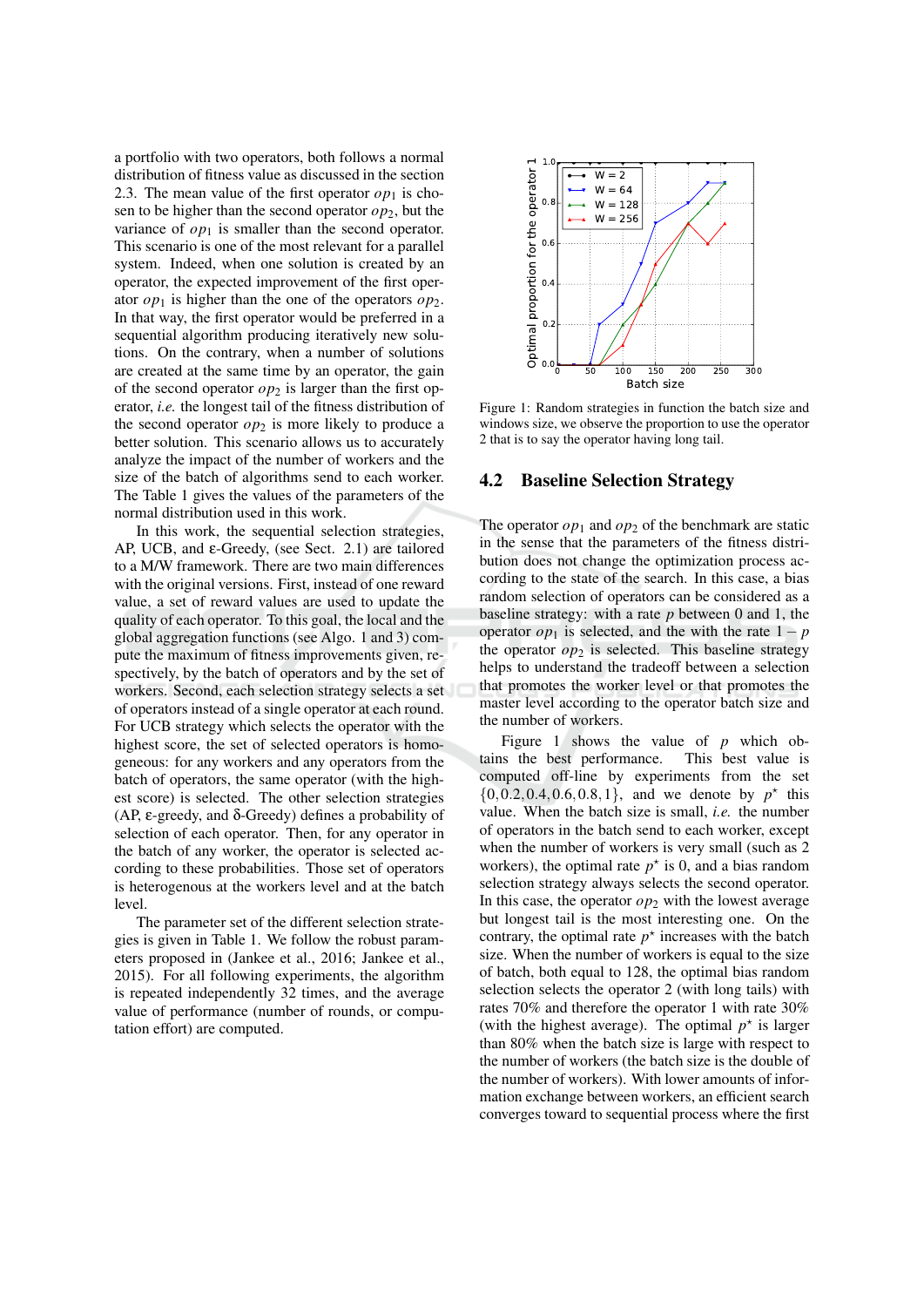a portfolio with two operators, both follows a normal distribution of fitness value as discussed in the section 2.3. The mean value of the first operator $op_1$ is chosen to be higher than the second operator $op_2$, but the variance of $op_1$ is smaller than the second operator. This scenario is one of the most relevant for a parallel system. Indeed, when one solution is created by an operator, the expected improvement of the first operator $op_1$ is higher than the one of the operators $op_2$. In that way, the first operator would be preferred in a sequential algorithm producing iteratively new solutions. On the contrary, when a number of solutions are created at the same time by an operator, the gain of the second operator $op_2$ is larger than the first operator, *i.e.* the longest tail of the fitness distribution of the second operator $op_2$ is more likely to produce a better solution. This scenario allows us to accurately analyze the impact of the number of workers and the size of the batch of algorithms send to each worker. The Table 1 gives the values of the parameters of the normal distribution used in this work.

In this work, the sequential selection strategies, AP, UCB, and ε-Greedy, (see Sect. 2.1) are tailored to a M/W framework. There are two main differences with the original versions. First, instead of one reward value, a set of reward values are used to update the quality of each operator. To this goal, the local and the global aggregation functions (see Algo. 1 and 3) compute the maximum of fitness improvements given, respectively, by the batch of operators and by the set of workers. Second, each selection strategy selects a set of operators instead of a single operator at each round. For UCB strategy which selects the operator with the highest score, the set of selected operators is homogeneous: for any workers and any operators from the batch of operators, the same operator (with the highest score) is selected. The other selection strategies (AP, ε-greedy, and δ-Greedy) defines a probability of selection of each operator. Then, for any operator in the batch of any worker, the operator is selected according to these probabilities. Those set of operators is heterogenous at the workers level and at the batch level.

The parameter set of the different selection strategies is given in Table 1. We follow the robust parameters proposed in (Jankee et al., 2016; Jankee et al., 2015). For all following experiments, the algorithm is repeated independently 32 times, and the average value of performance (number of rounds, or computation effort) are computed.

Figure 1: Random strategies in function the batch size and windows size, we observe the proportion to use the operator 2 that is to say the operator having long tail.

## 4.2 Baseline Selection Strategy

The operator $op_1$ and $op_2$ of the benchmark are static in the sense that the parameters of the fitness distribution does not change the optimization process according to the state of the search. In this case, a bias random selection of operators can be considered as a baseline strategy: with a rate $p$ between 0 and 1, the operator $op_1$ is selected, and the with the rate $1-p$ the operator $op_2$ is selected. This baseline strategy helps to understand the tradeoff between a selection that promotes the worker level or that promotes the master level according to the operator batch size and the number of workers.

Figure 1 shows the value of $p$ which obtains the best performance. This best value is computed off-line by experiments from the set $\{0, 0.2, 0.4, 0.6, 0.8, 1\}$, and we denote by $p^\star$ this value. When the batch size is small, *i.e.* the number of operators in the batch send to each worker, except when the number of workers is very small (such as 2 workers), the optimal rate $p^\star$ is 0, and a bias random selection strategy always selects the second operator. In this case, the operator $op_2$ with the lowest average but longest tail is the most interesting one. On the contrary, the optimal rate $p^\star$ increases with the batch size. When the number of workers is equal to the size of batch, both equal to 128, the optimal bias random selection selects the operator 2 (with long tails) with rates 70% and therefore the operator 1 with rate 30% (with the highest average). The optimal $p^\star$ is larger than 80% when the batch size is large with respect to the number of workers (the batch size is the double of the number of workers). With lower amounts of information exchange between workers, an efficient search converges toward to sequential process where the first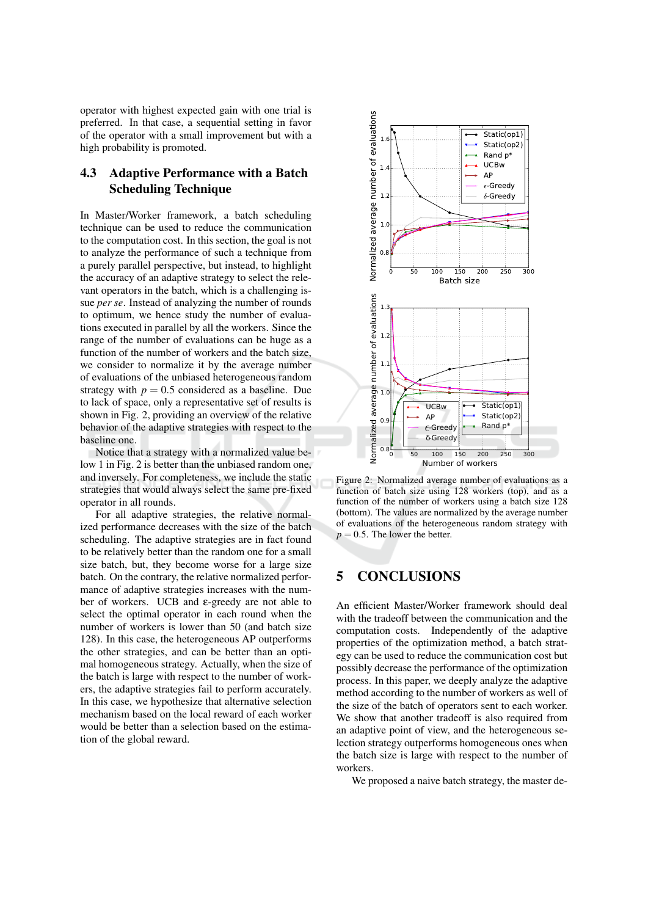operator with highest expected gain with one trial is preferred. In that case, a sequential setting in favor of the operator with a small improvement but with a high probability is promoted.

### 4.3 Adaptive Performance with a Batch Scheduling Technique

In Master/Worker framework, a batch scheduling technique can be used to reduce the communication to the computation cost. In this section, the goal is not to analyze the performance of such a technique from a purely parallel perspective, but instead, to highlight the accuracy of an adaptive strategy to select the relevant operators in the batch, which is a challenging issue *per se*. Instead of analyzing the number of rounds to optimum, we hence study the number of evaluations executed in parallel by all the workers. Since the range of the number of evaluations can be huge as a function of the number of workers and the batch size, we consider to normalize it by the average number of evaluations of the unbiased heterogeneous random strategy with $p = 0.5$ considered as a baseline. Due to lack of space, only a representative set of results is shown in Fig. 2, providing an overview of the relative behavior of the adaptive strategies with respect to the baseline one.

Notice that a strategy with a normalized value below 1 in Fig. 2 is better than the unbiased random one, and inversely. For completeness, we include the static strategies that would always select the same pre-fixed operator in all rounds.

For all adaptive strategies, the relative normalized performance decreases with the size of the batch scheduling. The adaptive strategies are in fact found to be relatively better than the random one for a small size batch, but, they become worse for a large size batch. On the contrary, the relative normalized performance of adaptive strategies increases with the number of workers. UCB and $\varepsilon$-greedy are not able to select the optimal operator in each round when the number of workers is lower than 50 (and batch size 128). In this case, the heterogeneous AP outperforms the other strategies, and can be better than an optimal homogeneous strategy. Actually, when the size of the batch is large with respect to the number of workers, the adaptive strategies fail to perform accurately. In this case, we hypothesize that alternative selection mechanism based on the local reward of each worker would be better than a selection based on the estimation of the global reward.

Figure 2: Normalized average number of evaluations as a function of batch size using 128 workers (top), and as a function of the number of workers using a batch size 128 (bottom). The values are normalized by the average number of evaluations of the heterogeneous random strategy with $p = 0.5$. The lower the better.

## 5 CONCLUSIONS

An efficient Master/Worker framework should deal with the tradeoff between the communication and the computation costs. Independently of the adaptive properties of the optimization method, a batch strategy can be used to reduce the communication cost but possibly decrease the performance of the optimization process. In this paper, we deeply analyze the adaptive method according to the number of workers as well of the size of the batch of operators sent to each worker. We show that another tradeoff is also required from an adaptive point of view, and the heterogeneous selection strategy outperforms homogeneous ones when the batch size is large with respect to the number of workers.

We proposed a naive batch strategy, the master de-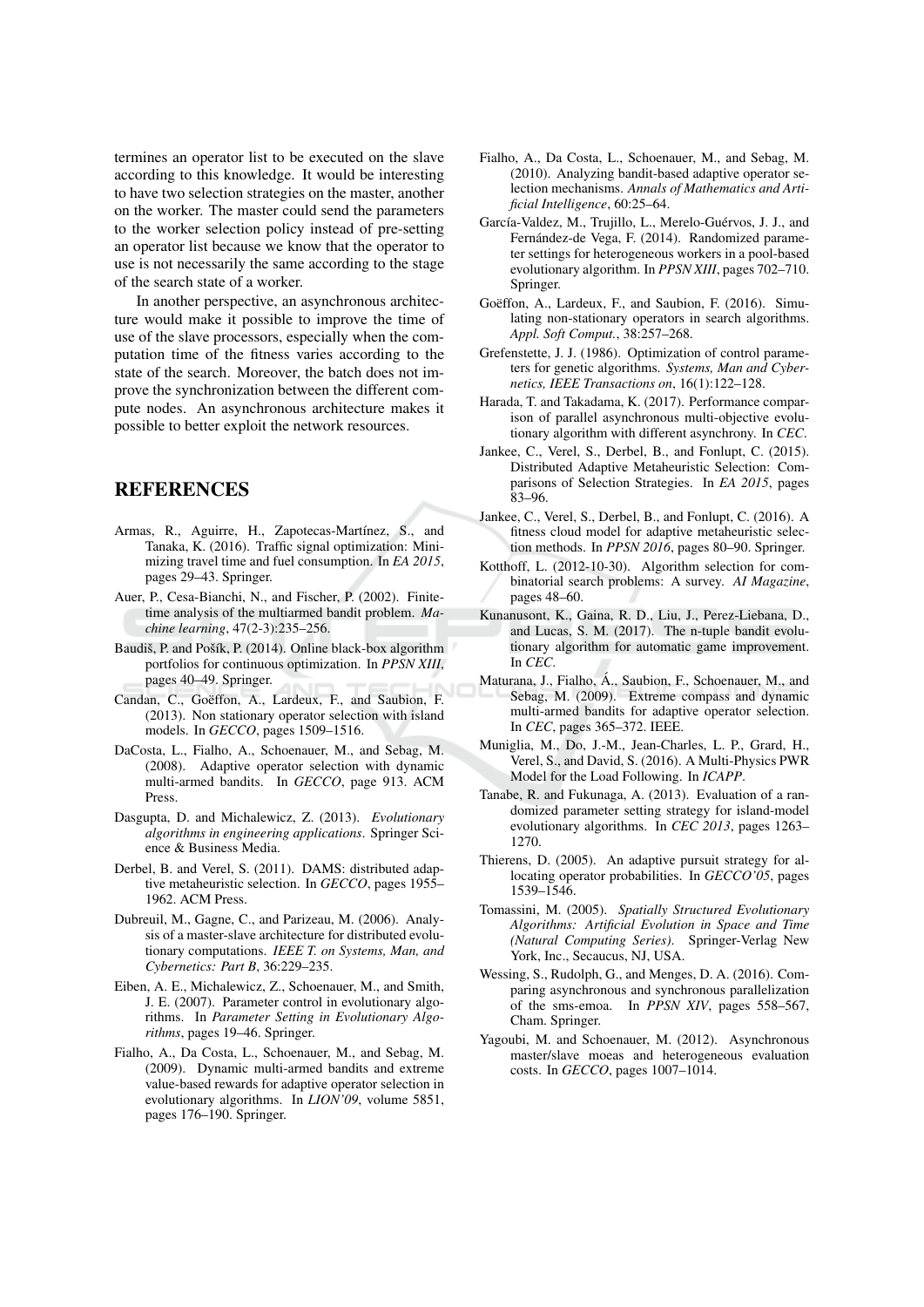termines an operator list to be executed on the slave according to this knowledge. It would be interesting to have two selection strategies on the master, another on the worker. The master could send the parameters to the worker selection policy instead of pre-setting an operator list because we know that the operator to use is not necessarily the same according to the stage of the search state of a worker.

In another perspective, an asynchronous architecture would make it possible to improve the time of use of the slave processors, especially when the computation time of the fitness varies according to the state of the search. Moreover, the batch does not improve the synchronization between the different compute nodes. An asynchronous architecture makes it possible to better exploit the network resources.

## REFERENCES

Armas, R., Aguirre, H., Zapotecas-Martínez, S., and Tanaka, K. (2016). Traffic signal optimization: Minimizing travel time and fuel consumption. In *EA 2015*, pages 29–43. Springer.

Auer, P., Cesa-Bianchi, N., and Fischer, P. (2002). Finite-time analysis of the multiarmed bandit problem. *Machine learning*, 47(2-3):235–256.

Baudiš, P. and Pošík, P. (2014). Online black-box algorithm portfolios for continuous optimization. In *PPSN XIII*, pages 40–49. Springer.

Candan, C., Goëffon, A., Lardeux, F., and Saubion, F. (2013). Non stationary operator selection with island models. In *GECCO*, pages 1509–1516.

DaCosta, L., Fialho, A., Schoenauer, M., and Sebag, M. (2008). Adaptive operator selection with dynamic multi-armed bandits. In *GECCO*, page 913. ACM Press.

Dasgupta, D. and Michalewicz, Z. (2013). *Evolutionary algorithms in engineering applications*. Springer Science & Business Media.

Derbel, B. and Verel, S. (2011). DAMS: distributed adaptive metaheuristic selection. In *GECCO*, pages 1955–1962. ACM Press.

Dubreuil, M., Gagne, C., and Parizeau, M. (2006). Analysis of a master-slave architecture for distributed evolutionary computations. *IEEE T. on Systems, Man, and Cybernetics: Part B*, 36:229–235.

Eiben, A. E., Michalewicz, Z., Schoenauer, M., and Smith, J. E. (2007). Parameter control in evolutionary algorithms. In *Parameter Setting in Evolutionary Algorithms*, pages 19–46. Springer.

Fialho, A., Da Costa, L., Schoenauer, M., and Sebag, M. (2009). Dynamic multi-armed bandits and extreme value-based rewards for adaptive operator selection in evolutionary algorithms. In *LION'09*, volume 5851, pages 176–190. Springer.

Fialho, A., Da Costa, L., Schoenauer, M., and Sebag, M. (2010). Analyzing bandit-based adaptive operator selection mechanisms. *Annals of Mathematics and Artificial Intelligence*, 60:25–64.

García-Valdez, M., Trujillo, L., Merelo-Guérvos, J. J., and Fernández-de Vega, F. (2014). Randomized parameter settings for heterogeneous workers in a pool-based evolutionary algorithm. In *PPSN XIII*, pages 702–710. Springer.

Goëffon, A., Lardeux, F., and Saubion, F. (2016). Simulating non-stationary operators in search algorithms. *Appl. Soft Comput.*, 38:257–268.

Grefenstette, J. J. (1986). Optimization of control parameters for genetic algorithms. *Systems, Man and Cybernetics, IEEE Transactions on*, 16(1):122–128.

Harada, T. and Takadama, K. (2017). Performance comparison of parallel asynchronous multi-objective evolutionary algorithm with different asynchrony. In *CEC*.

Jankee, C., Verel, S., Derbel, B., and Fonlupt, C. (2015). Distributed Adaptive Metaheuristic Selection: Comparisons of Selection Strategies. In *EA 2015*, pages 83–96.

Jankee, C., Verel, S., Derbel, B., and Fonlupt, C. (2016). A fitness cloud model for adaptive metaheuristic selection methods. In *PPSN 2016*, pages 80–90. Springer.

Kotthoff, L. (2012-10-30). Algorithm selection for combinatorial search problems: A survey. *AI Magazine*, pages 48–60.

Kunanusont, K., Gaina, R. D., Liu, J., Perez-Liebana, D., and Lucas, S. M. (2017). The n-tuple bandit evolutionary algorithm for automatic game improvement. In *CEC*.

Maturana, J., Fialho, Á., Saubion, F., Schoenauer, M., and Sebag, M. (2009). Extreme compass and dynamic multi-armed bandits for adaptive operator selection. In *CEC*, pages 365–372. IEEE.

Muniglia, M., Do, J.-M., Jean-Charles, L. P., Grard, H., Verel, S., and David, S. (2016). A Multi-Physics PWR Model for the Load Following. In *ICAPP*.

Tanabe, R. and Fukunaga, A. (2013). Evaluation of a randomized parameter setting strategy for island-model evolutionary algorithms. In *CEC 2013*, pages 1263–1270.

Thierens, D. (2005). An adaptive pursuit strategy for allocating operator probabilities. In *GECCO'05*, pages 1539–1546.

Tomassini, M. (2005). *Spatially Structured Evolutionary Algorithms: Artificial Evolution in Space and Time (Natural Computing Series)*. Springer-Verlag New York, Inc., Secaucus, NJ, USA.

Wessing, S., Rudolph, G., and Menges, D. A. (2016). Comparing asynchronous and synchronous parallelization of the sms-emoa. In *PPSN XIV*, pages 558–567, Cham. Springer.

Yagoubi, M. and Schoenauer, M. (2012). Asynchronous master/slave moeas and heterogeneous evaluation costs. In *GECCO*, pages 1007–1014.